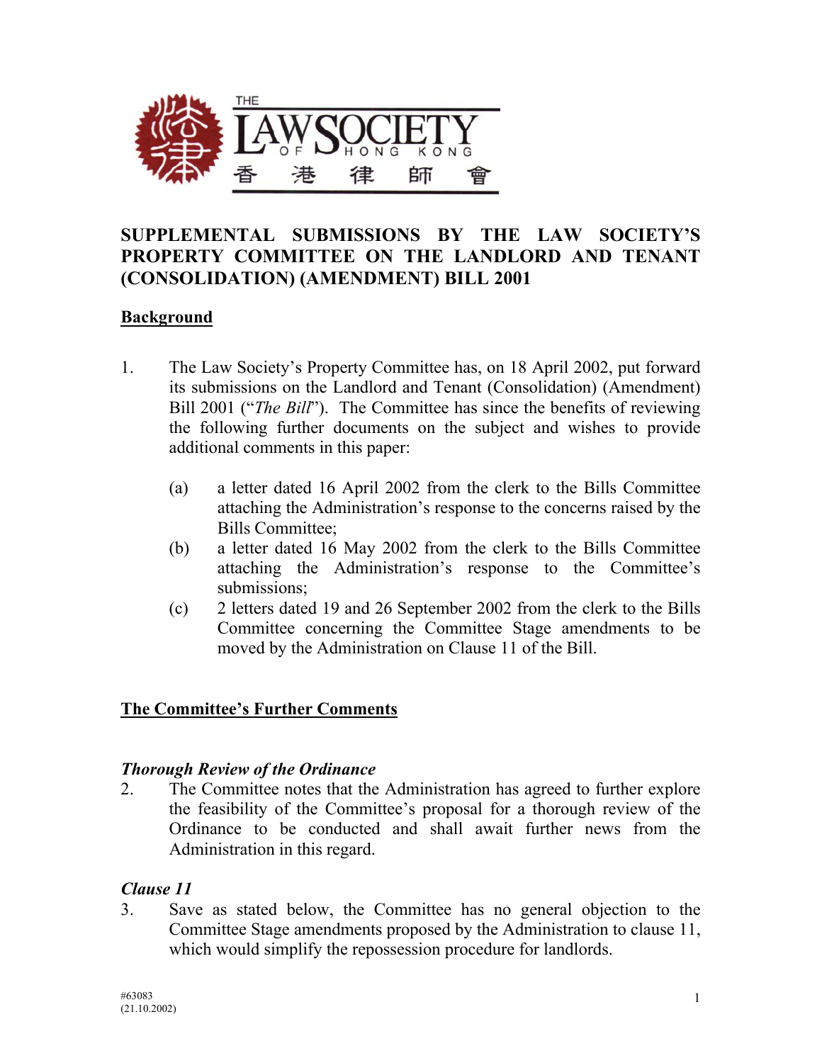THE LAW SOCIETY OF HONG KONG 香港律師會

# SUPPLEMENTAL SUBMISSIONS BY THE LAW SOCIETY'S PROPERTY COMMITTEE ON THE LANDLORD AND TENANT (CONSOLIDATION) (AMENDMENT) BILL 2001

## Background

1. The Law Society's Property Committee has, on 18 April 2002, put forward its submissions on the Landlord and Tenant (Consolidation) (Amendment) Bill 2001 ("*The Bill*"). The Committee has since the benefits of reviewing the following further documents on the subject and wishes to provide additional comments in this paper:

   (a) a letter dated 16 April 2002 from the clerk to the Bills Committee attaching the Administration's response to the concerns raised by the Bills Committee;
   
   (b) a letter dated 16 May 2002 from the clerk to the Bills Committee attaching the Administration's response to the Committee's submissions;
   
   (c) 2 letters dated 19 and 26 September 2002 from the clerk to the Bills Committee concerning the Committee Stage amendments to be moved by the Administration on Clause 11 of the Bill.

## The Committee's Further Comments

### *Thorough Review of the Ordinance*

2. The Committee notes that the Administration has agreed to further explore the feasibility of the Committee's proposal for a thorough review of the Ordinance to be conducted and shall await further news from the Administration in this regard.

### *Clause 11*

3. Save as stated below, the Committee has no general objection to the Committee Stage amendments proposed by the Administration to clause 11, which would simplify the repossession procedure for landlords.

#63083
(21.10.2002)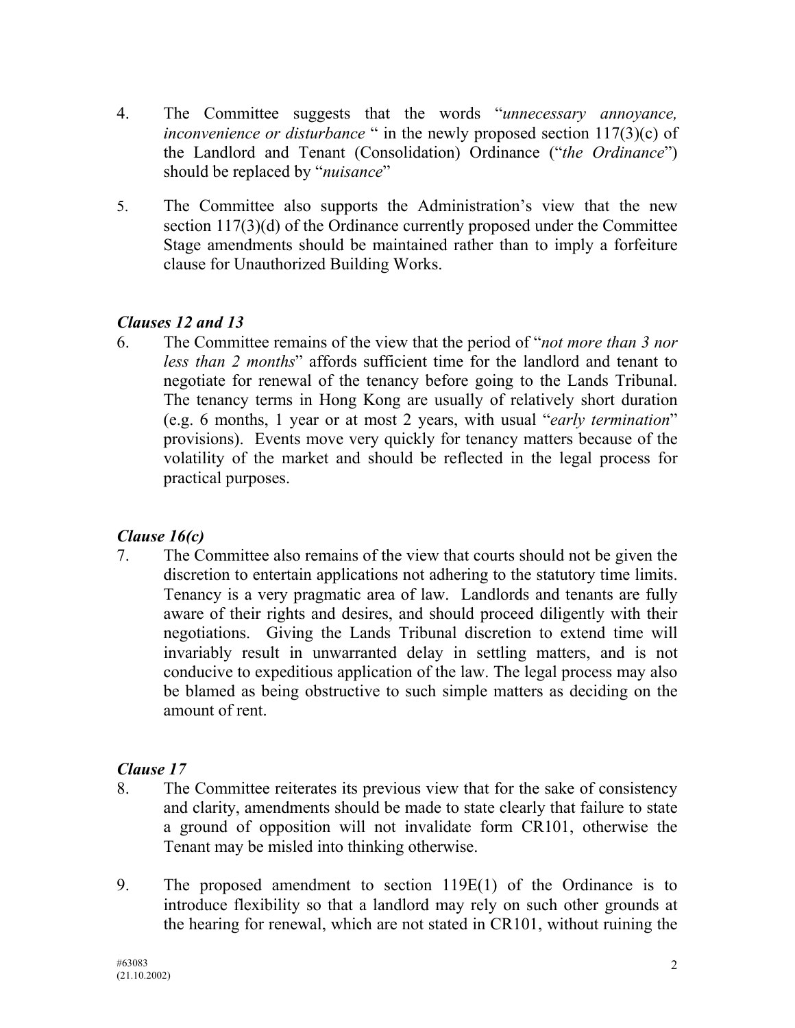4. The Committee suggests that the words "*unnecessary annoyance, inconvenience or disturbance* " in the newly proposed section 117(3)(c) of the Landlord and Tenant (Consolidation) Ordinance ("*the Ordinance*") should be replaced by "*nuisance*"

5. The Committee also supports the Administration's view that the new section 117(3)(d) of the Ordinance currently proposed under the Committee Stage amendments should be maintained rather than to imply a forfeiture clause for Unauthorized Building Works.

### *Clauses 12 and 13*

6. The Committee remains of the view that the period of "*not more than 3 nor less than 2 months*" affords sufficient time for the landlord and tenant to negotiate for renewal of the tenancy before going to the Lands Tribunal. The tenancy terms in Hong Kong are usually of relatively short duration (e.g. 6 months, 1 year or at most 2 years, with usual "*early termination*" provisions). Events move very quickly for tenancy matters because of the volatility of the market and should be reflected in the legal process for practical purposes.

### *Clause 16(c)*

7. The Committee also remains of the view that courts should not be given the discretion to entertain applications not adhering to the statutory time limits. Tenancy is a very pragmatic area of law. Landlords and tenants are fully aware of their rights and desires, and should proceed diligently with their negotiations. Giving the Lands Tribunal discretion to extend time will invariably result in unwarranted delay in settling matters, and is not conducive to expeditious application of the law. The legal process may also be blamed as being obstructive to such simple matters as deciding on the amount of rent.

### *Clause 17*

8. The Committee reiterates its previous view that for the sake of consistency and clarity, amendments should be made to state clearly that failure to state a ground of opposition will not invalidate form CR101, otherwise the Tenant may be misled into thinking otherwise.

9. The proposed amendment to section 119E(1) of the Ordinance is to introduce flexibility so that a landlord may rely on such other grounds at the hearing for renewal, which are not stated in CR101, without ruining the

#63083
(21.10.2002)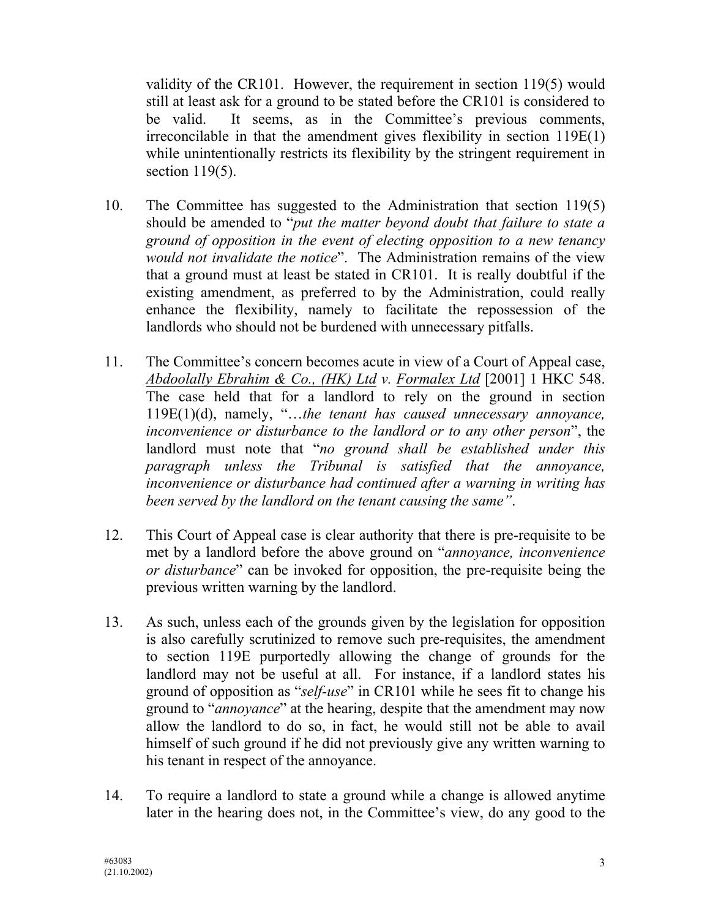validity of the CR101. However, the requirement in section 119(5) would still at least ask for a ground to be stated before the CR101 is considered to be valid. It seems, as in the Committee's previous comments, irreconcilable in that the amendment gives flexibility in section 119E(1) while unintentionally restricts its flexibility by the stringent requirement in section 119(5).

10. The Committee has suggested to the Administration that section 119(5) should be amended to "*put the matter beyond doubt that failure to state a ground of opposition in the event of electing opposition to a new tenancy would not invalidate the notice*". The Administration remains of the view that a ground must at least be stated in CR101. It is really doubtful if the existing amendment, as preferred to by the Administration, could really enhance the flexibility, namely to facilitate the repossession of the landlords who should not be burdened with unnecessary pitfalls.

11. The Committee's concern becomes acute in view of a Court of Appeal case, *Abdoolally Ebrahim & Co., (HK) Ltd v. Formalex Ltd* [2001] 1 HKC 548. The case held that for a landlord to rely on the ground in section 119E(1)(d), namely, "…*the tenant has caused unnecessary annoyance, inconvenience or disturbance to the landlord or to any other person*", the landlord must note that "*no ground shall be established under this paragraph unless the Tribunal is satisfied that the annoyance, inconvenience or disturbance had continued after a warning in writing has been served by the landlord on the tenant causing the same"*.

12. This Court of Appeal case is clear authority that there is pre-requisite to be met by a landlord before the above ground on "*annoyance, inconvenience or disturbance*" can be invoked for opposition, the pre-requisite being the previous written warning by the landlord.

13. As such, unless each of the grounds given by the legislation for opposition is also carefully scrutinized to remove such pre-requisites, the amendment to section 119E purportedly allowing the change of grounds for the landlord may not be useful at all. For instance, if a landlord states his ground of opposition as "*self-use*" in CR101 while he sees fit to change his ground to "*annoyance*" at the hearing, despite that the amendment may now allow the landlord to do so, in fact, he would still not be able to avail himself of such ground if he did not previously give any written warning to his tenant in respect of the annoyance.

14. To require a landlord to state a ground while a change is allowed anytime later in the hearing does not, in the Committee's view, do any good to the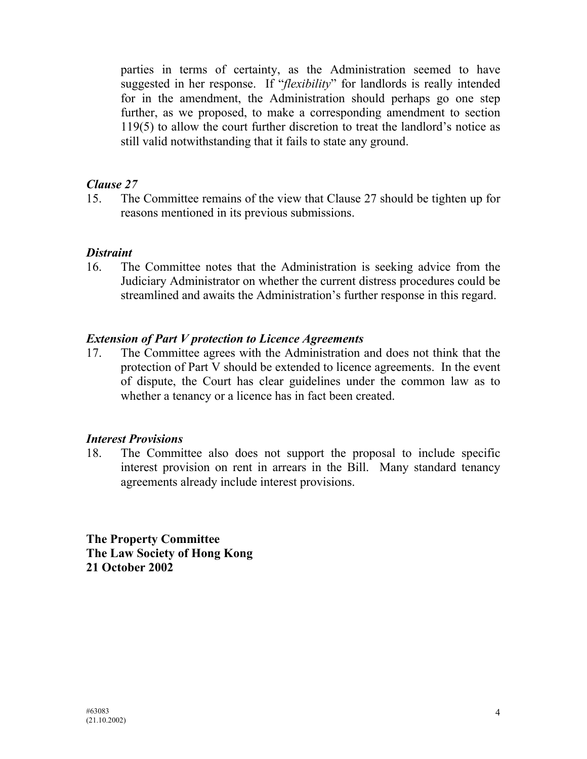parties in terms of certainty, as the Administration seemed to have suggested in her response. If "*flexibility*" for landlords is really intended for in the amendment, the Administration should perhaps go one step further, as we proposed, to make a corresponding amendment to section 119(5) to allow the court further discretion to treat the landlord's notice as still valid notwithstanding that it fails to state any ground.

### *Clause 27*

15. The Committee remains of the view that Clause 27 should be tighten up for reasons mentioned in its previous submissions.

### *Distraint*

16. The Committee notes that the Administration is seeking advice from the Judiciary Administrator on whether the current distress procedures could be streamlined and awaits the Administration's further response in this regard.

### *Extension of Part V protection to Licence Agreements*

17. The Committee agrees with the Administration and does not think that the protection of Part V should be extended to licence agreements. In the event of dispute, the Court has clear guidelines under the common law as to whether a tenancy or a licence has in fact been created.

### *Interest Provisions*

18. The Committee also does not support the proposal to include specific interest provision on rent in arrears in the Bill. Many standard tenancy agreements already include interest provisions.

**The Property Committee**
**The Law Society of Hong Kong**
**21 October 2002**

#63083
(21.10.2002)